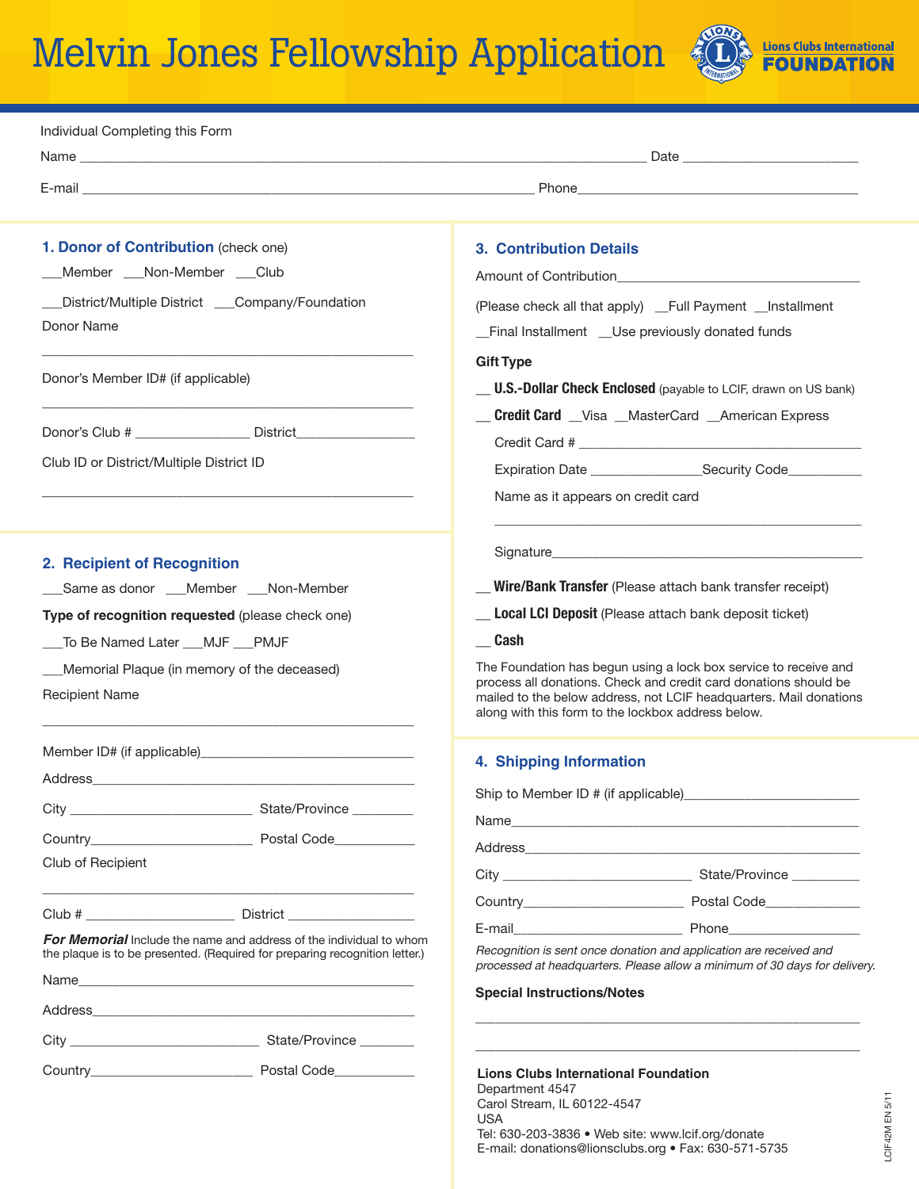# Melvin Jones Fellowship Application

Lions Clubs International **FOUNDATION**

Individual Completing this Form

Name ______________________________________________ Date ____________________

E-mail ______________________________________________ Phone____________________

## 1. Donor of Contribution (check one)

___Member ___Non-Member ___Club

___District/Multiple District ___Company/Foundation

Donor Name

_______________________________________________

Donor's Member ID# (if applicable)

_______________________________________________

Donor's Club # _______________ District________________

Club ID or District/Multiple District ID

_______________________________________________

## 2. Recipient of Recognition

___Same as donor ___Member ___Non-Member

**Type of recognition requested** (please check one)

___To Be Named Later ___MJF ___PMJF

___Memorial Plaque (in memory of the deceased)

Recipient Name

_______________________________________________

Member ID# (if applicable)_______________________________

Address_______________________________________________

City _________________________ State/Province ________

Country______________________ Postal Code___________

Club of Recipient

_______________________________________________

Club # ____________________ District ________________

***For Memorial*** Include the name and address of the individual to whom the plaque is to be presented. (Required for preparing recognition letter.)

Name_______________________________________________

Address_______________________________________________

City _________________________ State/Province _______

Country______________________ Postal Code___________

## 3. Contribution Details

Amount of Contribution________________________________

(Please check all that apply) __Full Payment __Installment

__Final Installment __Use previously donated funds

**Gift Type**

__ **U.S.-Dollar Check Enclosed** (payable to LCIF, drawn on US bank)

__ **Credit Card** __Visa __MasterCard __American Express

Credit Card # _________________________________________

Expiration Date _______________Security Code__________

Name as it appears on credit card

_______________________________________________

Signature_______________________________________________

__ **Wire/Bank Transfer** (Please attach bank transfer receipt)

__ **Local LCI Deposit** (Please attach bank deposit ticket)

__ **Cash**

The Foundation has begun using a lock box service to receive and process all donations. Check and credit card donations should be mailed to the below address, not LCIF headquarters. Mail donations along with this form to the lockbox address below.

## 4. Shipping Information

Ship to Member ID # (if applicable)________________________

Name_______________________________________________

Address_______________________________________________

City __________________________ State/Province _________

Country______________________ Postal Code_____________

E-mail______________________ Phone__________________

*Recognition is sent once donation and application are received and processed at headquarters. Please allow a minimum of 30 days for delivery.*

**Special Instructions/Notes**

_______________________________________________

_______________________________________________

**Lions Clubs International Foundation**
Department 4547
Carol Stream, IL 60122-4547
USA
Tel: 630-203-3836 • Web site: www.lcif.org/donate
E-mail: donations@lionsclubs.org • Fax: 630-571-5735

LCIF42M EN 5/11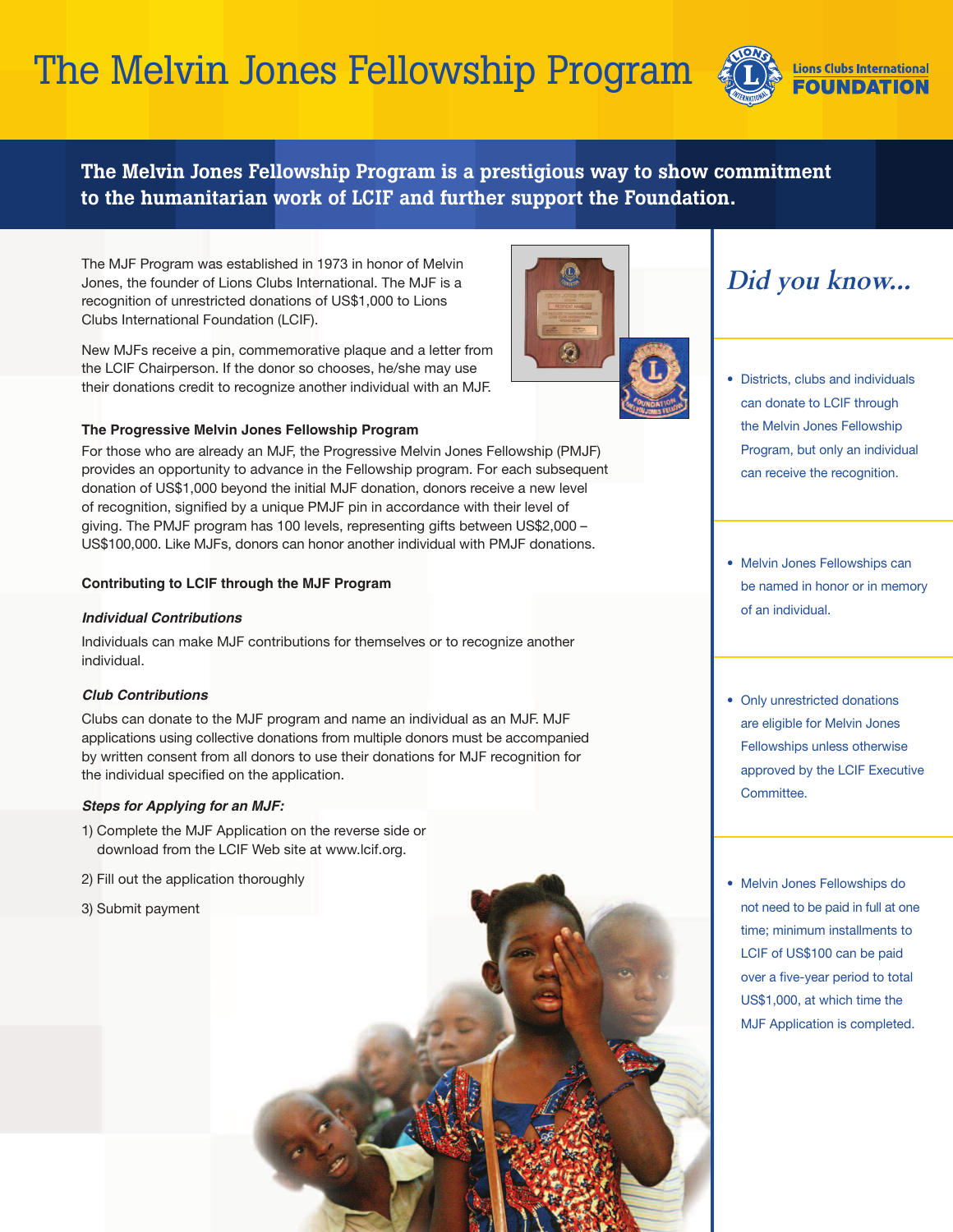# The Melvin Jones Fellowship Program

Lions Clubs International FOUNDATION

**The Melvin Jones Fellowship Program is a prestigious way to show commitment to the humanitarian work of LCIF and further support the Foundation.**

The MJF Program was established in 1973 in honor of Melvin Jones, the founder of Lions Clubs International. The MJF is a recognition of unrestricted donations of US$1,000 to Lions Clubs International Foundation (LCIF).

New MJFs receive a pin, commemorative plaque and a letter from the LCIF Chairperson. If the donor so chooses, he/she may use their donations credit to recognize another individual with an MJF.

### The Progressive Melvin Jones Fellowship Program

For those who are already an MJF, the Progressive Melvin Jones Fellowship (PMJF) provides an opportunity to advance in the Fellowship program. For each subsequent donation of US$1,000 beyond the initial MJF donation, donors receive a new level of recognition, signified by a unique PMJF pin in accordance with their level of giving. The PMJF program has 100 levels, representing gifts between US$2,000 – US$100,000. Like MJFs, donors can honor another individual with PMJF donations.

### Contributing to LCIF through the MJF Program

#### *Individual Contributions*

Individuals can make MJF contributions for themselves or to recognize another individual.

#### *Club Contributions*

Clubs can donate to the MJF program and name an individual as an MJF. MJF applications using collective donations from multiple donors must be accompanied by written consent from all donors to use their donations for MJF recognition for the individual specified on the application.

#### *Steps for Applying for an MJF:*

1) Complete the MJF Application on the reverse side or download from the LCIF Web site at www.lcif.org.
2) Fill out the application thoroughly
3) Submit payment

## *Did you know...*

- Districts, clubs and individuals can donate to LCIF through the Melvin Jones Fellowship Program, but only an individual can receive the recognition.
- Melvin Jones Fellowships can be named in honor or in memory of an individual.
- Only unrestricted donations are eligible for Melvin Jones Fellowships unless otherwise approved by the LCIF Executive Committee.
- Melvin Jones Fellowships do not need to be paid in full at one time; minimum installments to LCIF of US$100 can be paid over a five-year period to total US$1,000, at which time the MJF Application is completed.